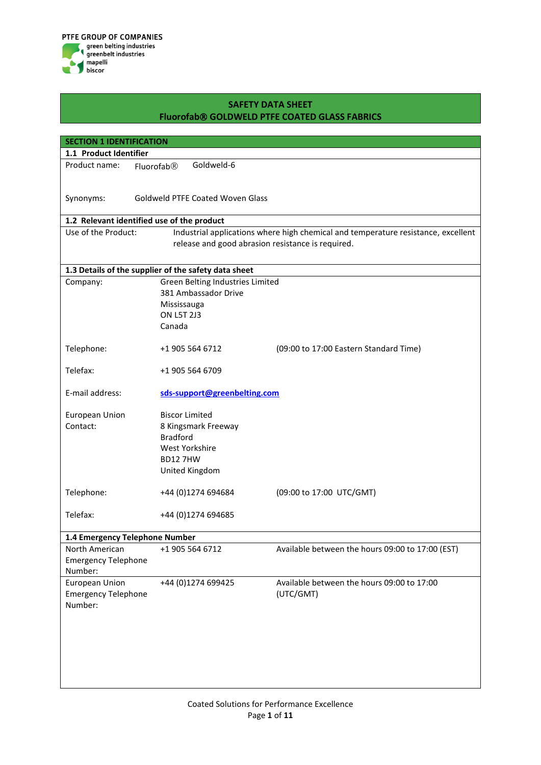PTFE GROUP OF COMPANIES
green belting industries
greenbelt industries
mapelli
biscor

# SAFETY DATA SHEET
# Fluorofab® GOLDWELD PTFE COATED GLASS FABRICS

## SECTION 1 IDENTIFICATION

### 1.1 Product Identifier

Product name: Fluorofab® Goldweld-6

Synonyms: Goldweld PTFE Coated Woven Glass

### 1.2 Relevant identified use of the product

Use of the Product: Industrial applications where high chemical and temperature resistance, excellent release and good abrasion resistance is required.

### 1.3 Details of the supplier of the safety data sheet

| | | |
|---|---|---|
| Company: | Green Belting Industries Limited<br>381 Ambassador Drive<br>Mississauga<br>ON L5T 2J3<br>Canada | |
| Telephone: | +1 905 564 6712 | (09:00 to 17:00 Eastern Standard Time) |
| Telefax: | +1 905 564 6709 | |
| E-mail address: | **sds-support@greenbelting.com** | |
| European Union Contact: | Biscor Limited<br>8 Kingsmark Freeway<br>Bradford<br>West Yorkshire<br>BD12 7HW<br>United Kingdom | |
| Telephone: | +44 (0)1274 694684 | (09:00 to 17:00 UTC/GMT) |
| Telefax: | +44 (0)1274 694685 | |

### 1.4 Emergency Telephone Number

| | | |
|---|---|---|
| North American Emergency Telephone Number: | +1 905 564 6712 | Available between the hours 09:00 to 17:00 (EST) |
| European Union Emergency Telephone Number: | +44 (0)1274 699425 | Available between the hours 09:00 to 17:00 (UTC/GMT) |

Coated Solutions for Performance Excellence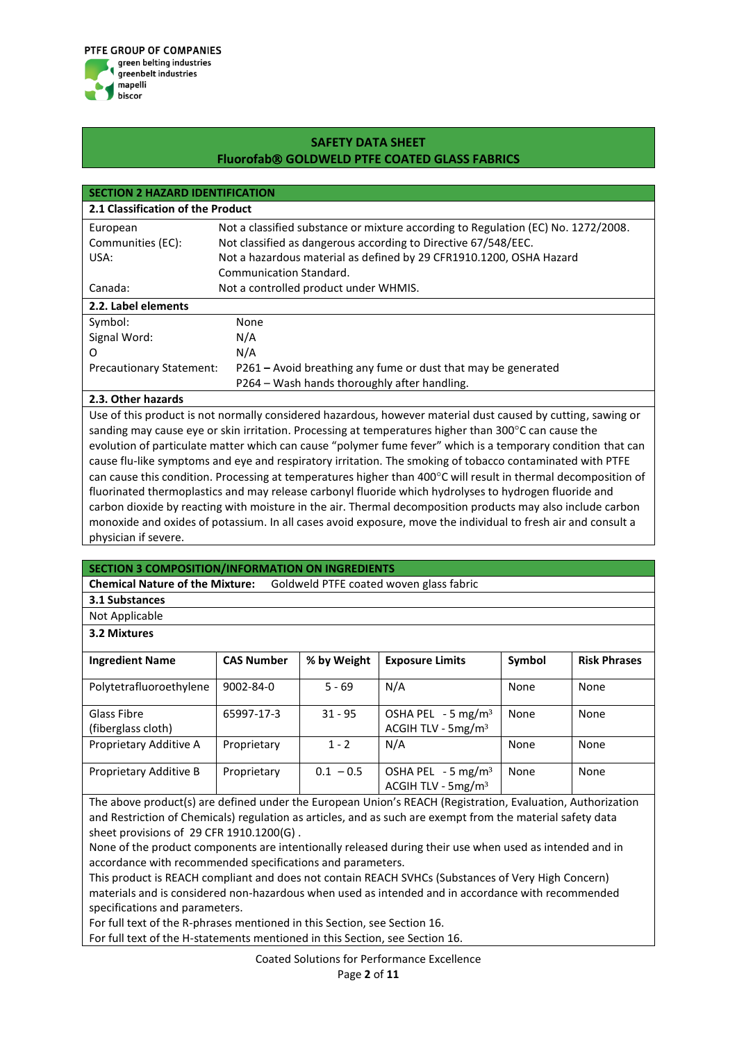PTFE GROUP OF COMPANIES
green belting industries
greenbelt industries
mapelli
biscor

**SAFETY DATA SHEET**
**Fluorofab® GOLDWELD PTFE COATED GLASS FABRICS**

## SECTION 2 HAZARD IDENTIFICATION

### 2.1 Classification of the Product

| | |
|---|---|
| European Communities (EC): | Not a classified substance or mixture according to Regulation (EC) No. 1272/2008. Not classified as dangerous according to Directive 67/548/EEC. |
| USA: | Not a hazardous material as defined by 29 CFR1910.1200, OSHA Hazard Communication Standard. |
| Canada: | Not a controlled product under WHMIS. |

### 2.2. Label elements

| | |
|---|---|
| Symbol: | None |
| Signal Word: | N/A |
| O | N/A |
| Precautionary Statement: | P261 **–** Avoid breathing any fume or dust that may be generated<br>P264 – Wash hands thoroughly after handling. |

### 2.3. Other hazards

Use of this product is not normally considered hazardous, however material dust caused by cutting, sawing or sanding may cause eye or skin irritation. Processing at temperatures higher than 300°C can cause the evolution of particulate matter which can cause "polymer fume fever" which is a temporary condition that can cause flu-like symptoms and eye and respiratory irritation. The smoking of tobacco contaminated with PTFE can cause this condition. Processing at temperatures higher than 400°C will result in thermal decomposition of fluorinated thermoplastics and may release carbonyl fluoride which hydrolyses to hydrogen fluoride and carbon dioxide by reacting with moisture in the air. Thermal decomposition products may also include carbon monoxide and oxides of potassium. In all cases avoid exposure, move the individual to fresh air and consult a physician if severe.

## SECTION 3 COMPOSITION/INFORMATION ON INGREDIENTS

**Chemical Nature of the Mixture:** Goldweld PTFE coated woven glass fabric

### 3.1 Substances

Not Applicable

### 3.2 Mixtures

| Ingredient Name | CAS Number | % by Weight | Exposure Limits | Symbol | Risk Phrases |
|---|---|---|---|---|---|
| Polytetrafluoroethylene | 9002-84-0 | 5 - 69 | N/A | None | None |
| Glass Fibre (fiberglass cloth) | 65997-17-3 | 31 - 95 | OSHA PEL - 5 mg/m³<br>ACGIH TLV - 5mg/m³ | None | None |
| Proprietary Additive A | Proprietary | 1 - 2 | N/A | None | None |
| Proprietary Additive B | Proprietary | 0.1 – 0.5 | OSHA PEL - 5 mg/m³<br>ACGIH TLV - 5mg/m³ | None | None |

The above product(s) are defined under the European Union's REACH (Registration, Evaluation, Authorization and Restriction of Chemicals) regulation as articles, and as such are exempt from the material safety data sheet provisions of 29 CFR 1910.1200(G) .

None of the product components are intentionally released during their use when used as intended and in accordance with recommended specifications and parameters.

This product is REACH compliant and does not contain REACH SVHCs (Substances of Very High Concern) materials and is considered non-hazardous when used as intended and in accordance with recommended specifications and parameters.

For full text of the R-phrases mentioned in this Section, see Section 16.

For full text of the H-statements mentioned in this Section, see Section 16.

Coated Solutions for Performance Excellence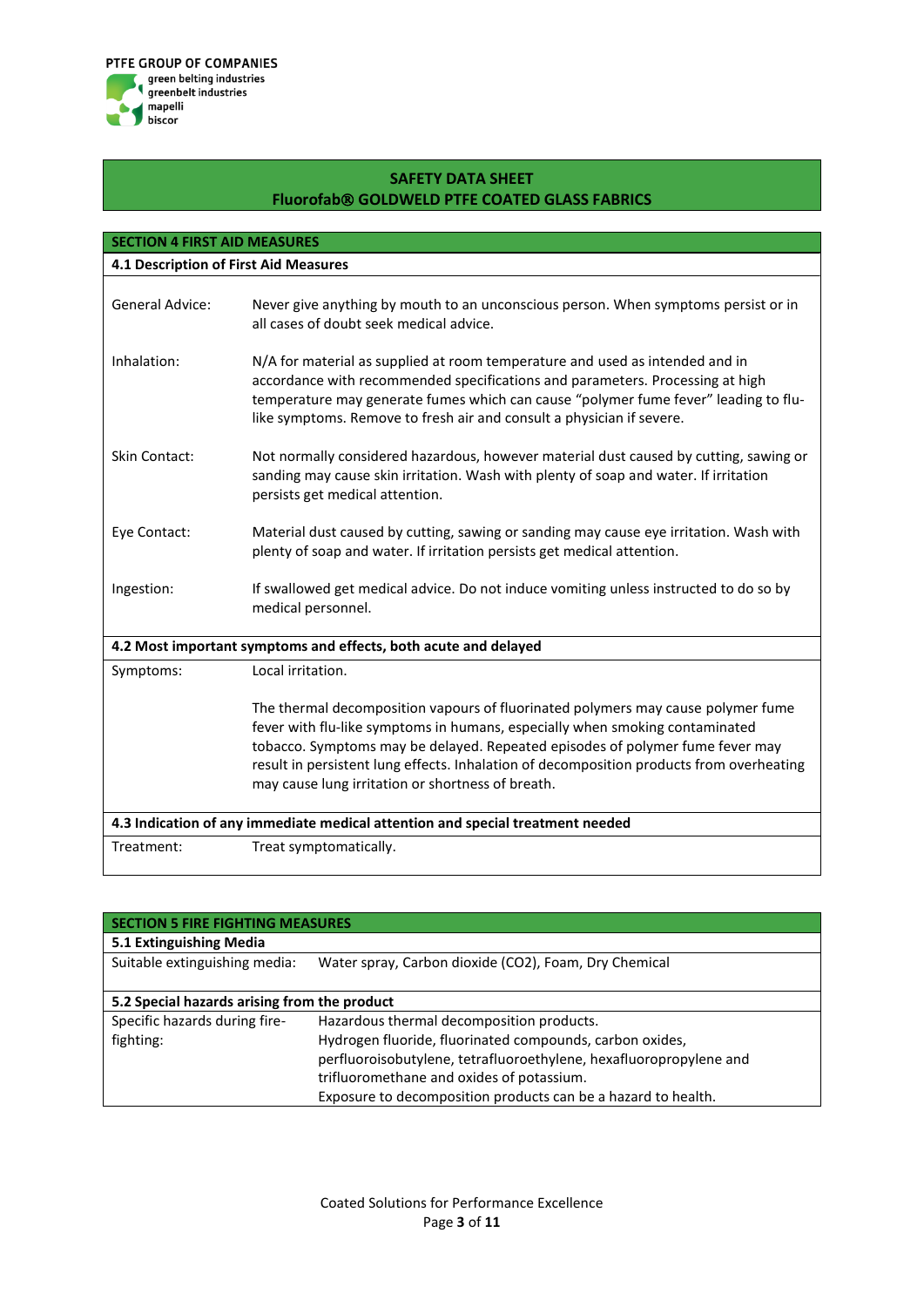PTFE GROUP OF COMPANIES
green belting industries
greenbelt industries
mapelli
biscor

**SAFETY DATA SHEET**
**Fluorofab® GOLDWELD PTFE COATED GLASS FABRICS**

## SECTION 4 FIRST AID MEASURES

### 4.1 Description of First Aid Measures

| | |
|---|---|
| General Advice: | Never give anything by mouth to an unconscious person. When symptoms persist or in all cases of doubt seek medical advice. |
| Inhalation: | N/A for material as supplied at room temperature and used as intended and in accordance with recommended specifications and parameters. Processing at high temperature may generate fumes which can cause "polymer fume fever" leading to flu-like symptoms. Remove to fresh air and consult a physician if severe. |
| Skin Contact: | Not normally considered hazardous, however material dust caused by cutting, sawing or sanding may cause skin irritation. Wash with plenty of soap and water. If irritation persists get medical attention. |
| Eye Contact: | Material dust caused by cutting, sawing or sanding may cause eye irritation. Wash with plenty of soap and water. If irritation persists get medical attention. |
| Ingestion: | If swallowed get medical advice. Do not induce vomiting unless instructed to do so by medical personnel. |

### 4.2 Most important symptoms and effects, both acute and delayed

| | |
|---|---|
| Symptoms: | Local irritation.<br><br>The thermal decomposition vapours of fluorinated polymers may cause polymer fume fever with flu-like symptoms in humans, especially when smoking contaminated tobacco. Symptoms may be delayed. Repeated episodes of polymer fume fever may result in persistent lung effects. Inhalation of decomposition products from overheating may cause lung irritation or shortness of breath. |

### 4.3 Indication of any immediate medical attention and special treatment needed

| | |
|---|---|
| Treatment: | Treat symptomatically. |

## SECTION 5 FIRE FIGHTING MEASURES

### 5.1 Extinguishing Media

| | |
|---|---|
| Suitable extinguishing media: | Water spray, Carbon dioxide ($CO_2$), Foam, Dry Chemical |

### 5.2 Special hazards arising from the product

| | |
|---|---|
| Specific hazards during fire-fighting: | Hazardous thermal decomposition products.<br>Hydrogen fluoride, fluorinated compounds, carbon oxides, perfluoroisobutylene, tetrafluoroethylene, hexafluoropropylene and trifluoromethane and oxides of potassium.<br>Exposure to decomposition products can be a hazard to health. |

Coated Solutions for Performance Excellence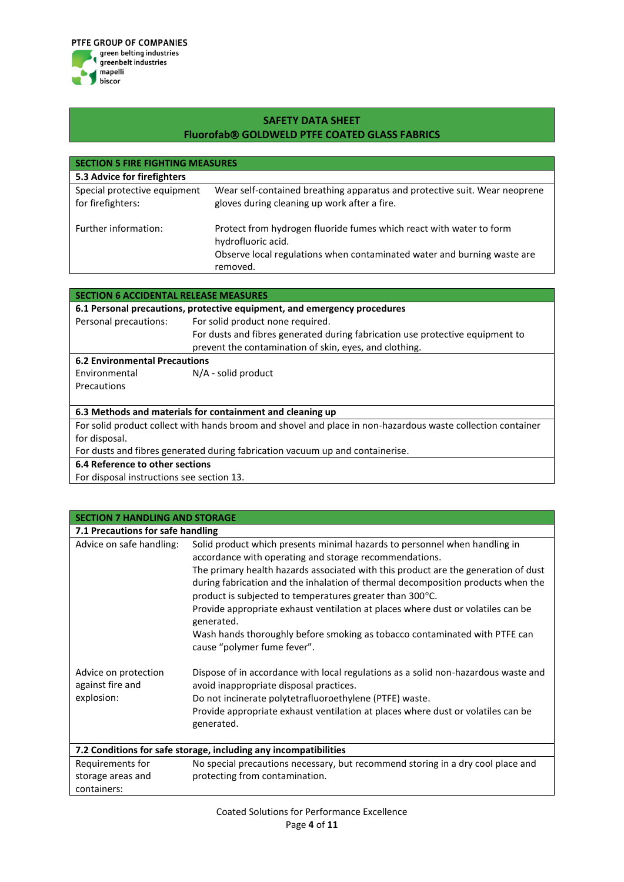PTFE GROUP OF COMPANIES
green belting industries
greenbelt industries
mapelli
biscor

**SAFETY DATA SHEET**
**Fluorofab® GOLDWELD PTFE COATED GLASS FABRICS**

## SECTION 5 FIRE FIGHTING MEASURES

### 5.3 Advice for firefighters

| | |
|---|---|
| Special protective equipment for firefighters: | Wear self-contained breathing apparatus and protective suit. Wear neoprene gloves during cleaning up work after a fire. |
| Further information: | Protect from hydrogen fluoride fumes which react with water to form hydrofluoric acid. Observe local regulations when contaminated water and burning waste are removed. |

## SECTION 6 ACCIDENTAL RELEASE MEASURES

### 6.1 Personal precautions, protective equipment, and emergency procedures

| | |
|---|---|
| Personal precautions: | For solid product none required. For dusts and fibres generated during fabrication use protective equipment to prevent the contamination of skin, eyes, and clothing. |

### 6.2 Environmental Precautions

| | |
|---|---|
| Environmental Precautions | N/A - solid product |

### 6.3 Methods and materials for containment and cleaning up

For solid product collect with hands broom and shovel and place in non-hazardous waste collection container for disposal.
For dusts and fibres generated during fabrication vacuum up and containerise.

### 6.4 Reference to other sections

For disposal instructions see section 13.

## SECTION 7 HANDLING AND STORAGE

### 7.1 Precautions for safe handling

| | |
|---|---|
| Advice on safe handling: | Solid product which presents minimal hazards to personnel when handling in accordance with operating and storage recommendations. The primary health hazards associated with this product are the generation of dust during fabrication and the inhalation of thermal decomposition products when the product is subjected to temperatures greater than 300°C. Provide appropriate exhaust ventilation at places where dust or volatiles can be generated. Wash hands thoroughly before smoking as tobacco contaminated with PTFE can cause "polymer fume fever". |
| Advice on protection against fire and explosion: | Dispose of in accordance with local regulations as a solid non-hazardous waste and avoid inappropriate disposal practices. Do not incinerate polytetrafluoroethylene (PTFE) waste. Provide appropriate exhaust ventilation at places where dust or volatiles can be generated. |

### 7.2 Conditions for safe storage, including any incompatibilities

| | |
|---|---|
| Requirements for storage areas and containers: | No special precautions necessary, but recommend storing in a dry cool place and protecting from contamination. |

Coated Solutions for Performance Excellence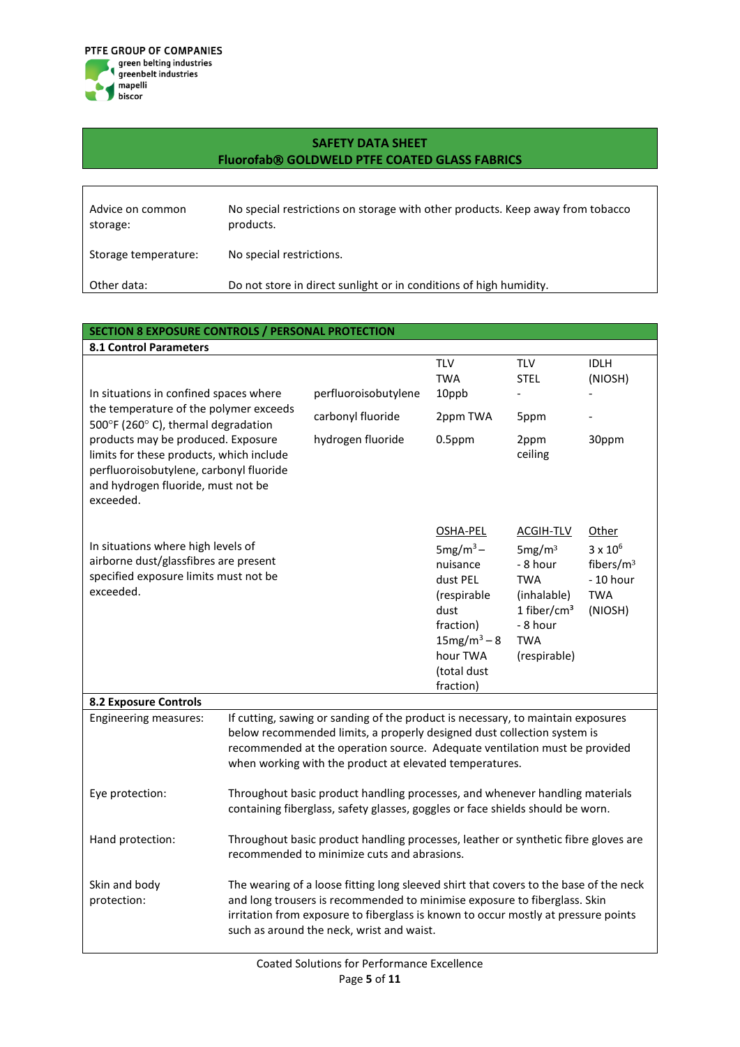**SAFETY DATA SHEET**
**Fluorofab® GOLDWELD PTFE COATED GLASS FABRICS**

| | |
|---|---|
| Advice on common storage: | No special restrictions on storage with other products. Keep away from tobacco products. |
| Storage temperature: | No special restrictions. |
| Other data: | Do not store in direct sunlight or in conditions of high humidity. |

## SECTION 8 EXPOSURE CONTROLS / PERSONAL PROTECTION

### 8.1 Control Parameters

| | | TLV TWA | TLV STEL | IDLH (NIOSH) |
|---|---|---|---|---|
| In situations in confined spaces where the temperature of the polymer exceeds 500°F (260° C), thermal degradation products may be produced. Exposure limits for these products, which include perfluoroisobutylene, carbonyl fluoride and hydrogen fluoride, must not be exceeded. | perfluoroisobutylene | 10ppb | - | - |
| | carbonyl fluoride | 2ppm TWA | 5ppm | - |
| | hydrogen fluoride | 0.5ppm | 2ppm ceiling | 30ppm |

| | OSHA-PEL | ACGIH-TLV | Other |
|---|---|---|---|
| In situations where high levels of airborne dust/glassfibres are present specified exposure limits must not be exceeded. | $5mg/m^3$ – nuisance dust PEL (respirable dust fraction) $15mg/m^3$ – 8 hour TWA (total dust fraction) | $5mg/m^3$ - 8 hour TWA (inhalable) 1 $fiber/cm^3$ - 8 hour TWA (respirable) | $3 \times 10^6$ $fibers/m^3$ - 10 hour TWA (NIOSH) |

### 8.2 Exposure Controls

| | |
|---|---|
| Engineering measures: | If cutting, sawing or sanding of the product is necessary, to maintain exposures below recommended limits, a properly designed dust collection system is recommended at the operation source. Adequate ventilation must be provided when working with the product at elevated temperatures. |
| Eye protection: | Throughout basic product handling processes, and whenever handling materials containing fiberglass, safety glasses, goggles or face shields should be worn. |
| Hand protection: | Throughout basic product handling processes, leather or synthetic fibre gloves are recommended to minimize cuts and abrasions. |
| Skin and body protection: | The wearing of a loose fitting long sleeved shirt that covers to the base of the neck and long trousers is recommended to minimise exposure to fiberglass. Skin irritation from exposure to fiberglass is known to occur mostly at pressure points such as around the neck, wrist and waist. |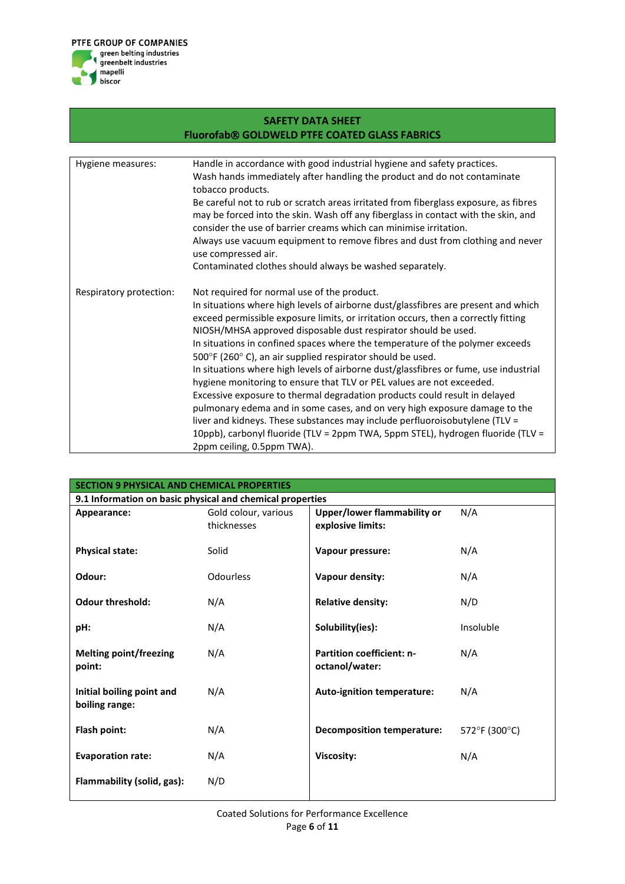| | |
|---|---|
| Hygiene measures: | Handle in accordance with good industrial hygiene and safety practices. Wash hands immediately after handling the product and do not contaminate tobacco products. Be careful not to rub or scratch areas irritated from fiberglass exposure, as fibres may be forced into the skin. Wash off any fiberglass in contact with the skin, and consider the use of barrier creams which can minimise irritation. Always use vacuum equipment to remove fibres and dust from clothing and never use compressed air. Contaminated clothes should always be washed separately. |
| Respiratory protection: | Not required for normal use of the product. In situations where high levels of airborne dust/glassfibres are present and which exceed permissible exposure limits, or irritation occurs, then a correctly fitting NIOSH/MHSA approved disposable dust respirator should be used. In situations in confined spaces where the temperature of the polymer exceeds 500°F (260° C), an air supplied respirator should be used. In situations where high levels of airborne dust/glassfibres or fume, use industrial hygiene monitoring to ensure that TLV or PEL values are not exceeded. Excessive exposure to thermal degradation products could result in delayed pulmonary edema and in some cases, and on very high exposure damage to the liver and kidneys. These substances may include perfluoroisobutylene (TLV = 10ppb), carbonyl fluoride (TLV = 2ppm TWA, 5ppm STEL), hydrogen fluoride (TLV = 2ppm ceiling, 0.5ppm TWA). |

## SECTION 9 PHYSICAL AND CHEMICAL PROPERTIES

### 9.1 Information on basic physical and chemical properties

| | | | |
|---|---|---|---|
| **Appearance:** | Gold colour, various thicknesses | **Upper/lower flammability or explosive limits:** | N/A |
| **Physical state:** | Solid | **Vapour pressure:** | N/A |
| **Odour:** | Odourless | **Vapour density:** | N/A |
| **Odour threshold:** | N/A | **Relative density:** | N/D |
| **pH:** | N/A | **Solubility(ies):** | Insoluble |
| **Melting point/freezing point:** | N/A | **Partition coefficient: n-octanol/water:** | N/A |
| **Initial boiling point and boiling range:** | N/A | **Auto-ignition temperature:** | N/A |
| **Flash point:** | N/A | **Decomposition temperature:** | 572°F (300°C) |
| **Evaporation rate:** | N/A | **Viscosity:** | N/A |
| **Flammability (solid, gas):** | N/D | | |

Coated Solutions for Performance Excellence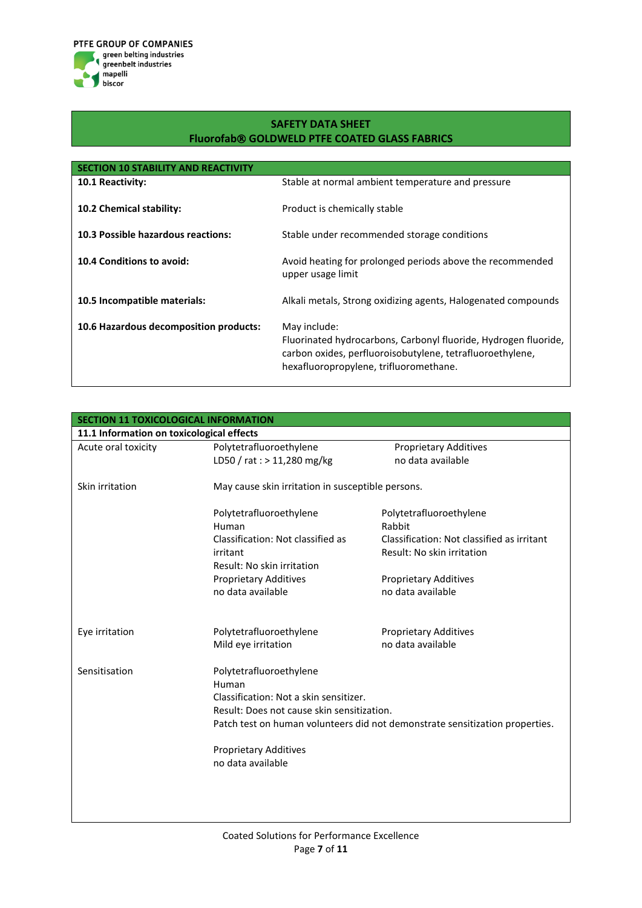PTFE GROUP OF COMPANIES
green belting industries
greenbelt industries
mapelli
biscor

## SAFETY DATA SHEET
## Fluorofab® GOLDWELD PTFE COATED GLASS FABRICS

### SECTION 10 STABILITY AND REACTIVITY

| | |
|---|---|
| **10.1 Reactivity:** | Stable at normal ambient temperature and pressure |
| **10.2 Chemical stability:** | Product is chemically stable |
| **10.3 Possible hazardous reactions:** | Stable under recommended storage conditions |
| **10.4 Conditions to avoid:** | Avoid heating for prolonged periods above the recommended upper usage limit |
| **10.5 Incompatible materials:** | Alkali metals, Strong oxidizing agents, Halogenated compounds |
| **10.6 Hazardous decomposition products:** | May include: Fluorinated hydrocarbons, Carbonyl fluoride, Hydrogen fluoride, carbon oxides, perfluoroisobutylene, tetrafluoroethylene, hexafluoropropylene, trifluoromethane. |

### SECTION 11 TOXICOLOGICAL INFORMATION

**11.1 Information on toxicological effects**

| | | |
|---|---|---|
| Acute oral toxicity | Polytetrafluoroethylene<br>LD50 / rat : > 11,280 mg/kg | Proprietary Additives<br>no data available |
| Skin irritation | May cause skin irritation in susceptible persons.<br><br>Polytetrafluoroethylene<br>Human<br>Classification: Not classified as irritant<br>Result: No skin irritation<br>Proprietary Additives<br>no data available | Polytetrafluoroethylene<br>Rabbit<br>Classification: Not classified as irritant<br>Result: No skin irritation<br><br>Proprietary Additives<br>no data available |
| Eye irritation | Polytetrafluoroethylene<br>Mild eye irritation | Proprietary Additives<br>no data available |
| Sensitisation | Polytetrafluoroethylene<br>Human<br>Classification: Not a skin sensitizer.<br>Result: Does not cause skin sensitization.<br>Patch test on human volunteers did not demonstrate sensitization properties.<br><br>Proprietary Additives<br>no data available | |

Coated Solutions for Performance Excellence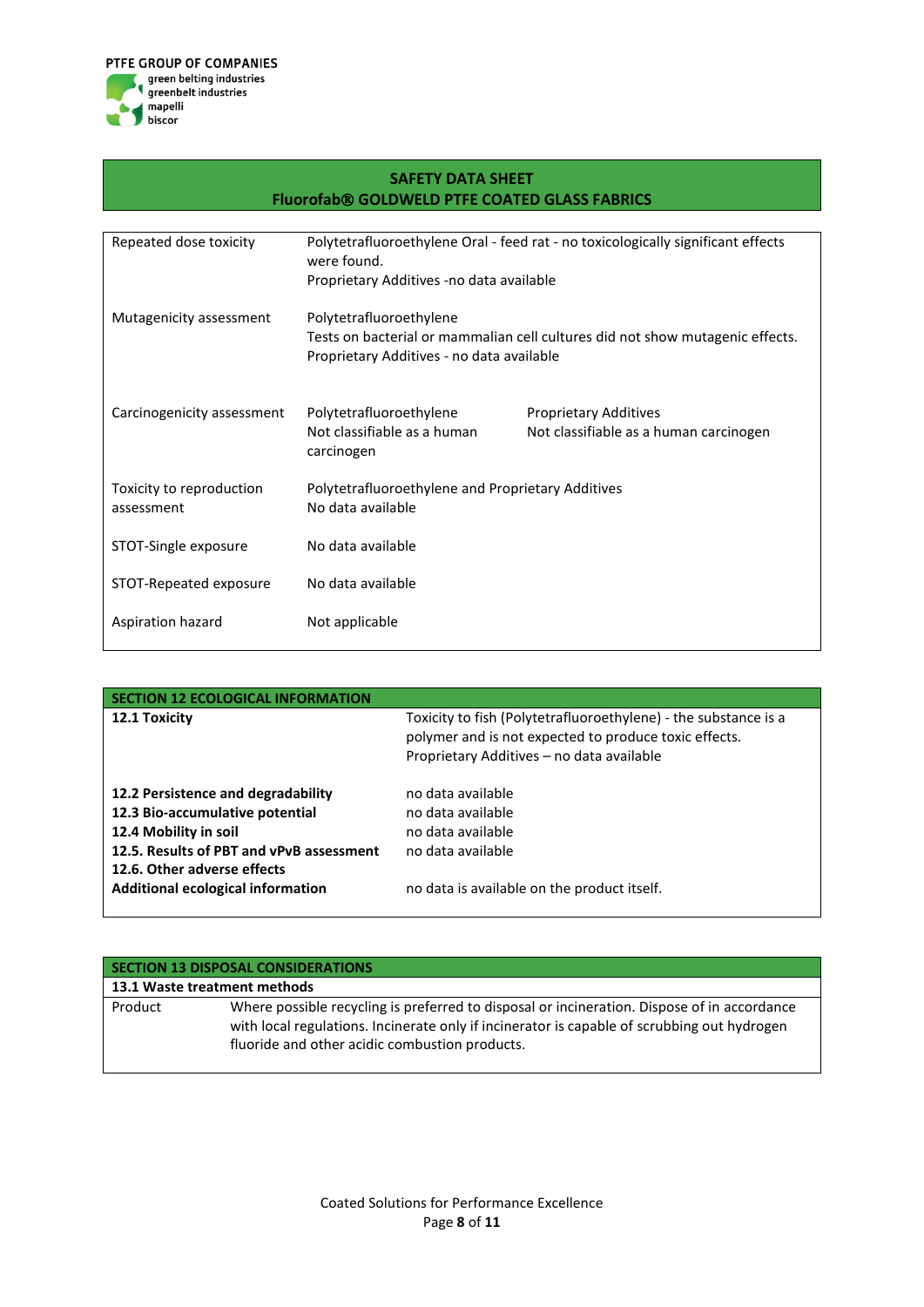| | |
|---|---|
| Repeated dose toxicity | Polytetrafluoroethylene Oral - feed rat - no toxicologically significant effects were found.<br>Proprietary Additives -no data available |
| Mutagenicity assessment | Polytetrafluoroethylene<br>Tests on bacterial or mammalian cell cultures did not show mutagenic effects.<br>Proprietary Additives - no data available |
| Carcinogenicity assessment | Polytetrafluoroethylene<br>Not classifiable as a human carcinogen<br><br>Proprietary Additives<br>Not classifiable as a human carcinogen |
| Toxicity to reproduction assessment | Polytetrafluoroethylene and Proprietary Additives<br>No data available |
| STOT-Single exposure | No data available |
| STOT-Repeated exposure | No data available |
| Aspiration hazard | Not applicable |

## SECTION 12 ECOLOGICAL INFORMATION

| | |
|---|---|
| **12.1 Toxicity** | Toxicity to fish (Polytetrafluoroethylene) - the substance is a polymer and is not expected to produce toxic effects.<br>Proprietary Additives – no data available |
| **12.2 Persistence and degradability** | no data available |
| **12.3 Bio-accumulative potential** | no data available |
| **12.4 Mobility in soil** | no data available |
| **12.5. Results of PBT and vPvB assessment** | no data available |
| **12.6. Other adverse effects** | |
| **Additional ecological information** | no data is available on the product itself. |

## SECTION 13 DISPOSAL CONSIDERATIONS

### 13.1 Waste treatment methods

| | |
|---|---|
| Product | Where possible recycling is preferred to disposal or incineration. Dispose of in accordance with local regulations. Incinerate only if incinerator is capable of scrubbing out hydrogen fluoride and other acidic combustion products. |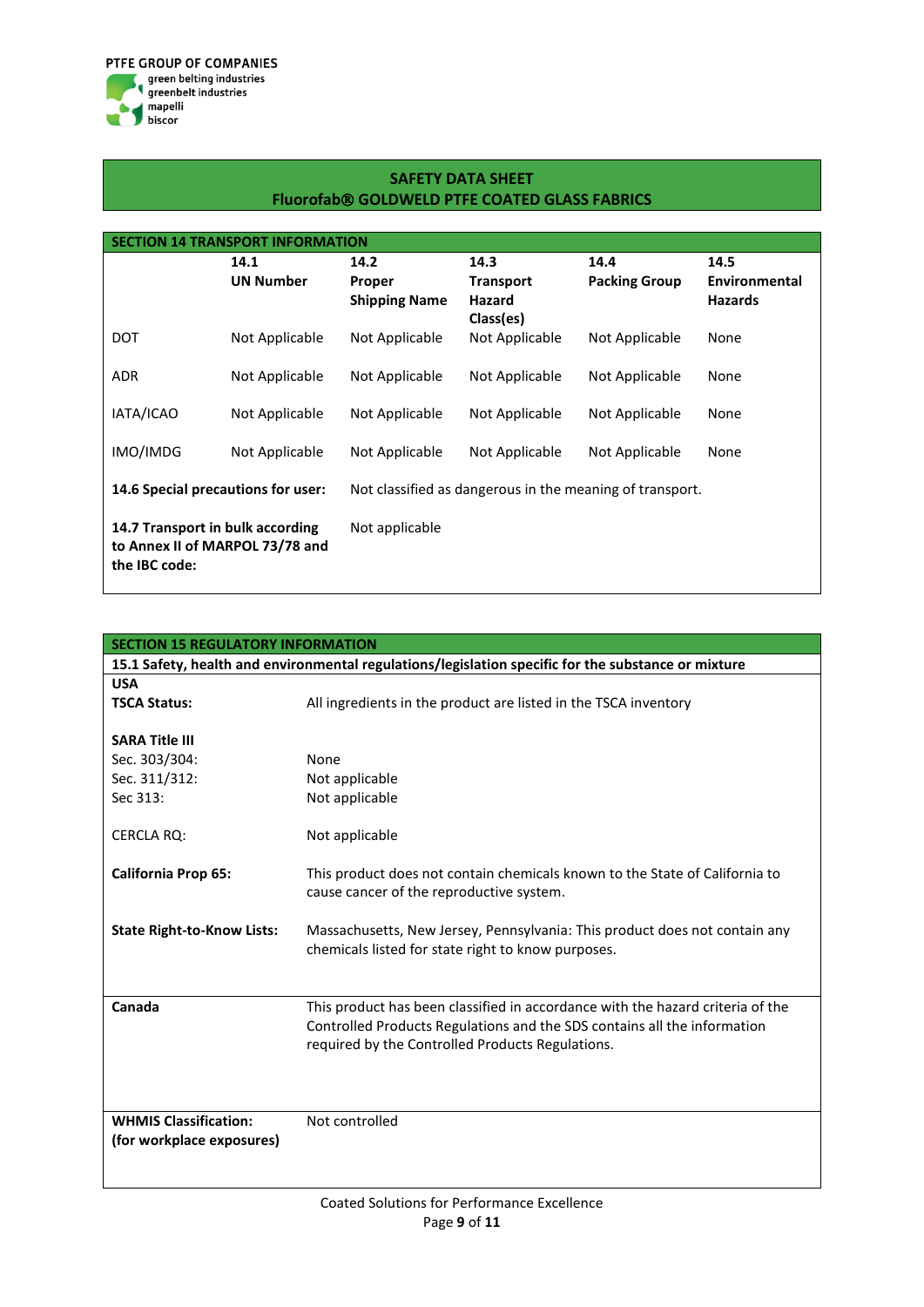PTFE GROUP OF COMPANIES
green belting industries
greenbelt industries
mapelli
biscor

## SAFETY DATA SHEET
## Fluorofab® GOLDWELD PTFE COATED GLASS FABRICS

## SECTION 14 TRANSPORT INFORMATION

| | 14.1 UN Number | 14.2 Proper Shipping Name | 14.3 Transport Hazard Class(es) | 14.4 Packing Group | 14.5 Environmental Hazards |
|---|---|---|---|---|---|
| DOT | Not Applicable | Not Applicable | Not Applicable | Not Applicable | None |
| ADR | Not Applicable | Not Applicable | Not Applicable | Not Applicable | None |
| IATA/ICAO | Not Applicable | Not Applicable | Not Applicable | Not Applicable | None |
| IMO/IMDG | Not Applicable | Not Applicable | Not Applicable | Not Applicable | None |

**14.6 Special precautions for user:** Not classified as dangerous in the meaning of transport.

**14.7 Transport in bulk according to Annex II of MARPOL 73/78 and the IBC code:** Not applicable

## SECTION 15 REGULATORY INFORMATION

**15.1 Safety, health and environmental regulations/legislation specific for the substance or mixture**

**USA**

**TSCA Status:** All ingredients in the product are listed in the TSCA inventory

**SARA Title III**

Sec. 303/304: None

Sec. 311/312: Not applicable

Sec 313: Not applicable

CERCLA RQ: Not applicable

**California Prop 65:** This product does not contain chemicals known to the State of California to cause cancer of the reproductive system.

**State Right-to-Know Lists:** Massachusetts, New Jersey, Pennsylvania: This product does not contain any chemicals listed for state right to know purposes.

**Canada** This product has been classified in accordance with the hazard criteria of the Controlled Products Regulations and the SDS contains all the information required by the Controlled Products Regulations.

**WHMIS Classification: (for workplace exposures)** Not controlled

Coated Solutions for Performance Excellence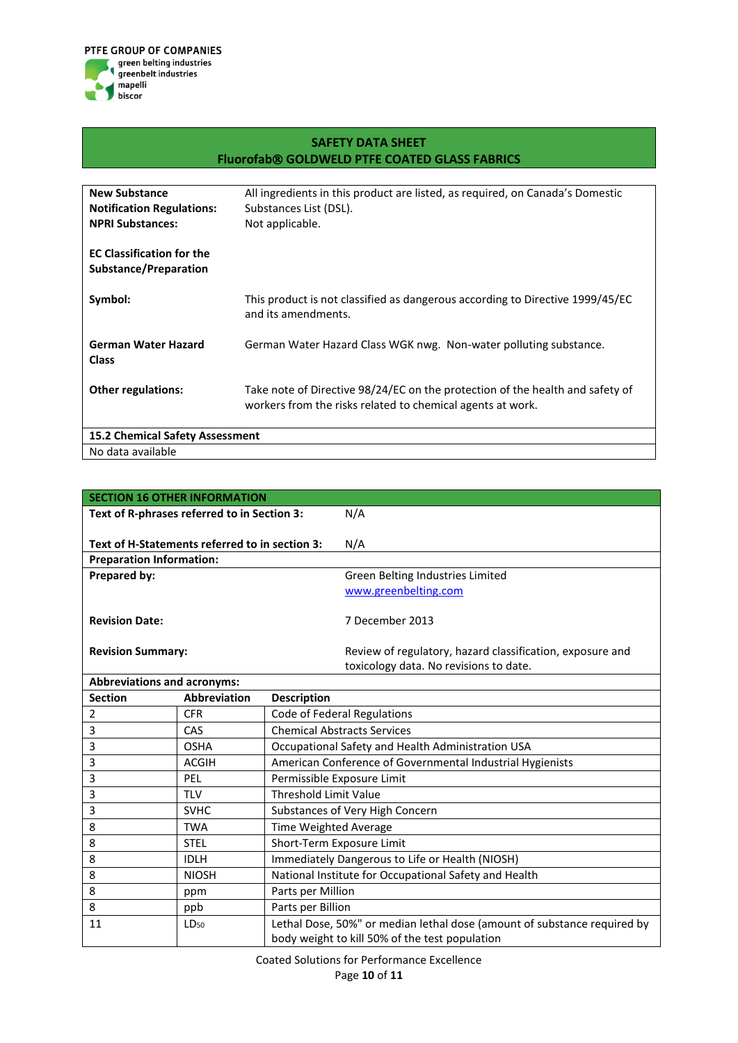PTFE GROUP OF COMPANIES
green belting industries
greenbelt industries
mapelli
biscor

## SAFETY DATA SHEET
## Fluorofab® GOLDWELD PTFE COATED GLASS FABRICS

| | |
|---|---|
| **New Substance Notification Regulations:** | All ingredients in this product are listed, as required, on Canada's Domestic Substances List (DSL). |
| **NPRI Substances:** | Not applicable. |
| **EC Classification for the Substance/Preparation** | |
| **Symbol:** | This product is not classified as dangerous according to Directive 1999/45/EC and its amendments. |
| **German Water Hazard Class** | German Water Hazard Class WGK nwg. Non-water polluting substance. |
| **Other regulations:** | Take note of Directive 98/24/EC on the protection of the health and safety of workers from the risks related to chemical agents at work. |

**15.2 Chemical Safety Assessment**

No data available

## SECTION 16 OTHER INFORMATION

| | |
|---|---|
| **Text of R-phrases referred to in Section 3:** | N/A |
| **Text of H-Statements referred to in section 3:** | N/A |

**Preparation Information:**

| | |
|---|---|
| **Prepared by:** | Green Belting Industries Limited<br>www.greenbelting.com |
| **Revision Date:** | 7 December 2013 |
| **Revision Summary:** | Review of regulatory, hazard classification, exposure and toxicology data. No revisions to date. |

**Abbreviations and acronyms:**

| Section | Abbreviation | Description |
|---|---|---|
| 2 | CFR | Code of Federal Regulations |
| 3 | CAS | Chemical Abstracts Services |
| 3 | OSHA | Occupational Safety and Health Administration USA |
| 3 | ACGIH | American Conference of Governmental Industrial Hygienists |
| 3 | PEL | Permissible Exposure Limit |
| 3 | TLV | Threshold Limit Value |
| 3 | SVHC | Substances of Very High Concern |
| 8 | TWA | Time Weighted Average |
| 8 | STEL | Short-Term Exposure Limit |
| 8 | IDLH | Immediately Dangerous to Life or Health (NIOSH) |
| 8 | NIOSH | National Institute for Occupational Safety and Health |
| 8 | ppm | Parts per Million |
| 8 | ppb | Parts per Billion |
| 11 | $LD_{50}$ | Lethal Dose, 50%" or median lethal dose (amount of substance required by body weight to kill 50% of the test population |

Coated Solutions for Performance Excellence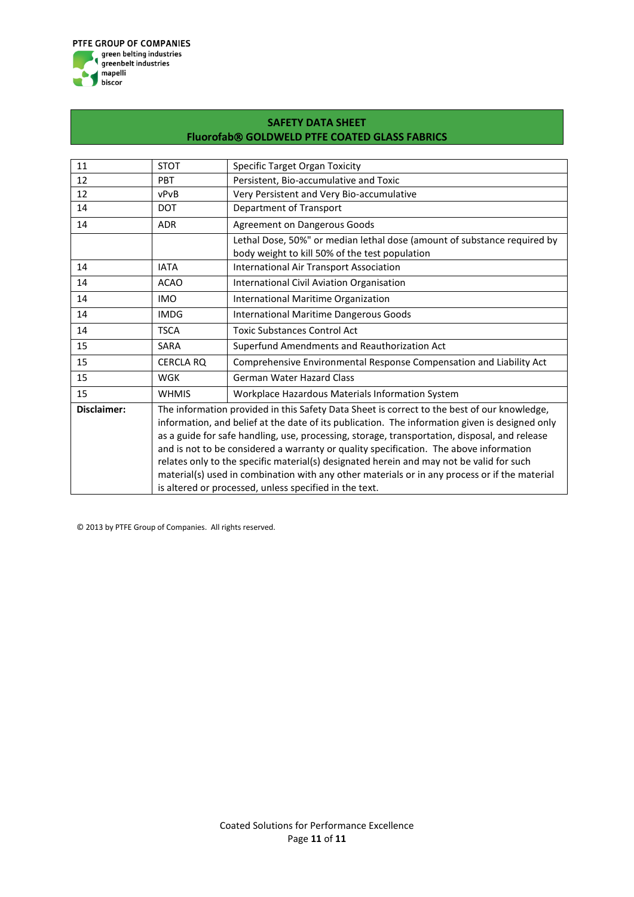## SAFETY DATA SHEET
## Fluorofab® GOLDWELD PTFE COATED GLASS FABRICS

| | | |
|---|---|---|
| 11 | STOT | Specific Target Organ Toxicity |
| 12 | PBT | Persistent, Bio-accumulative and Toxic |
| 12 | vPvB | Very Persistent and Very Bio-accumulative |
| 14 | DOT | Department of Transport |
| 14 | ADR | Agreement on Dangerous Goods |
| | | Lethal Dose, 50%" or median lethal dose (amount of substance required by body weight to kill 50% of the test population |
| 14 | IATA | International Air Transport Association |
| 14 | ACAO | International Civil Aviation Organisation |
| 14 | IMO | International Maritime Organization |
| 14 | IMDG | International Maritime Dangerous Goods |
| 14 | TSCA | Toxic Substances Control Act |
| 15 | SARA | Superfund Amendments and Reauthorization Act |
| 15 | CERCLA RQ | Comprehensive Environmental Response Compensation and Liability Act |
| 15 | WGK | German Water Hazard Class |
| 15 | WHMIS | Workplace Hazardous Materials Information System |
| **Disclaimer:** | The information provided in this Safety Data Sheet is correct to the best of our knowledge, information, and belief at the date of its publication. The information given is designed only as a guide for safe handling, use, processing, storage, transportation, disposal, and release and is not to be considered a warranty or quality specification. The above information relates only to the specific material(s) designated herein and may not be valid for such material(s) used in combination with any other materials or in any process or if the material is altered or processed, unless specified in the text. | |

© 2013 by PTFE Group of Companies. All rights reserved.